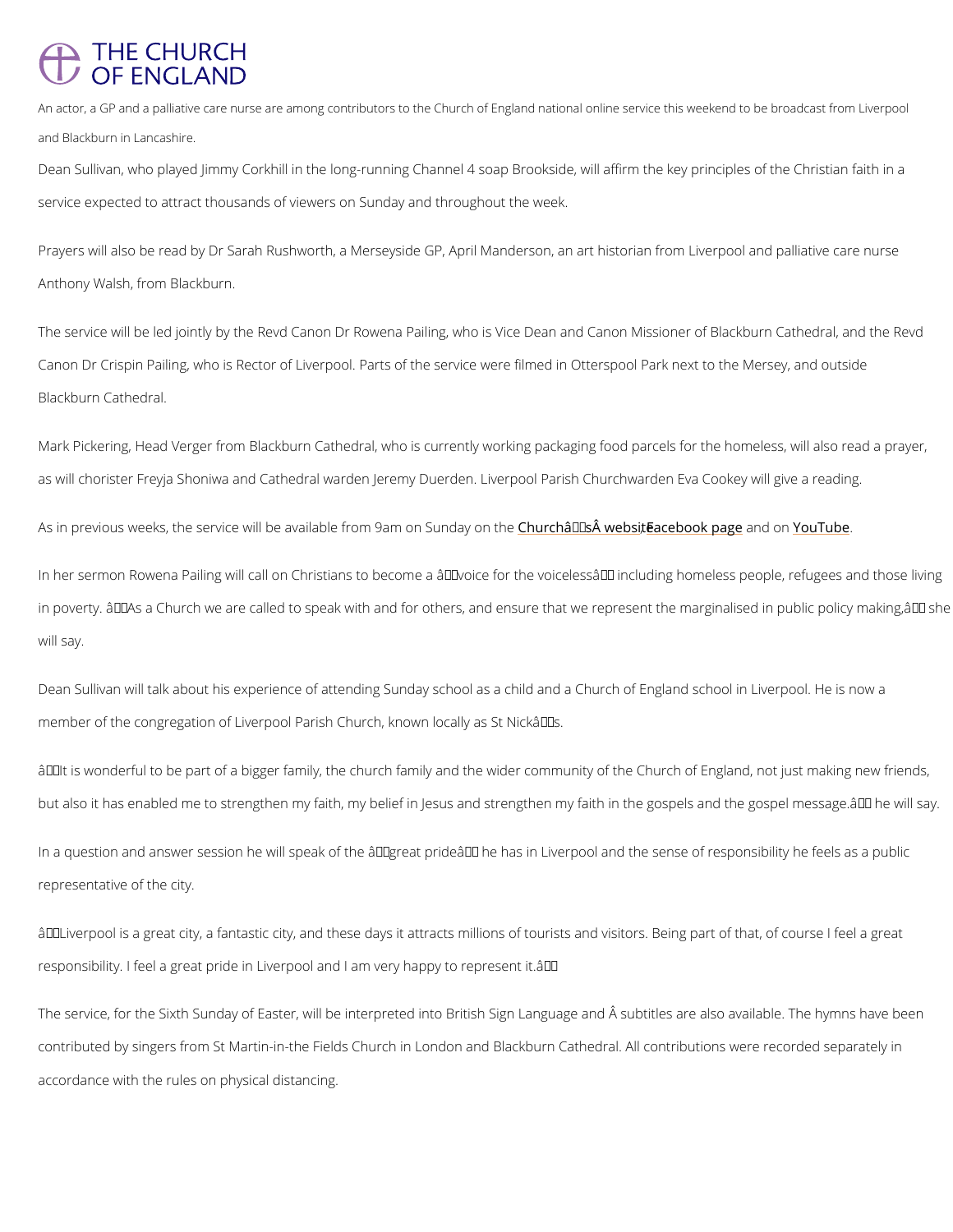THE CHURCH OF ENGLAND

An actor, a GP and a palliative care nurse are among contributors to the Church of England national online service this weekend to be broadcast from Liverpool and Blackburn in Lancashire.

Dean Sullivan, who played Jimmy Corkhill in the long-running Channel 4 soap Brookside, will affirm the key principles of the Christian faith in a service expected to attract thousands of viewers on Sunday and throughout the week.

Prayers will also be read by Dr Sarah Rushworth, a Merseyside GP, April Manderson, an art historian from Liverpool and palliative care nurse Anthony Walsh, from Blackburn.

The service will be led jointly by the Revd Canon Dr Rowena Pailing, who is Vice Dean and Canon Missioner of Blackburn Cathedral, and the Revd Canon Dr Crispin Pailing, who is Rector of Liverpool. Parts of the service were filmed in Otterspool Park next to the Mersey, and outside Blackburn Cathedral.

Mark Pickering, Head Verger from Blackburn Cathedral, who is currently working packaging food parcels for the homeless, will also read a prayer, as will chorister Freyja Shoniwa and Cathedral warden Jeremy Duerden. Liverpool Parish Churchwarden Eva Cookey will give a reading.

As in previous weeks, the service will be available from 9am on Sunday on the Churchâs website, Facebook page and on YouTube.

In her sermon Rowena Pailing will call on Christians to become a âvoice for the voicelessâ including homeless people, refugees and those living in poverty. âAs a Church we are called to speak with and for others, and ensure that we represent the marginalised in public policy making,â she will say.

Dean Sullivan will talk about his experience of attending Sunday school as a child and a Church of England school in Liverpool. He is now a member of the congregation of Liverpool Parish Church, known locally as St Nickâs.

âIt is wonderful to be part of a bigger family, the church family and the wider community of the Church of England, not just making new friends, but also it has enabled me to strengthen my faith, my belief in Jesus and strengthen my faith in the gospels and the gospel message.â he will say.

In a question and answer session he will speak of the âgreat prideâ he has in Liverpool and the sense of responsibility he feels as a public representative of the city.

âLiverpool is a great city, a fantastic city, and these days it attracts millions of tourists and visitors. Being part of that, of course I feel a great responsibility. I feel a great pride in Liverpool and I am very happy to represent it.â

The service, for the Sixth Sunday of Easter, will be interpreted into British Sign Language and Â subtitles are also available. The hymns have been contributed by singers from St Martin-in-the Fields Church in London and Blackburn Cathedral. All contributions were recorded separately in accordance with the rules on physical distancing.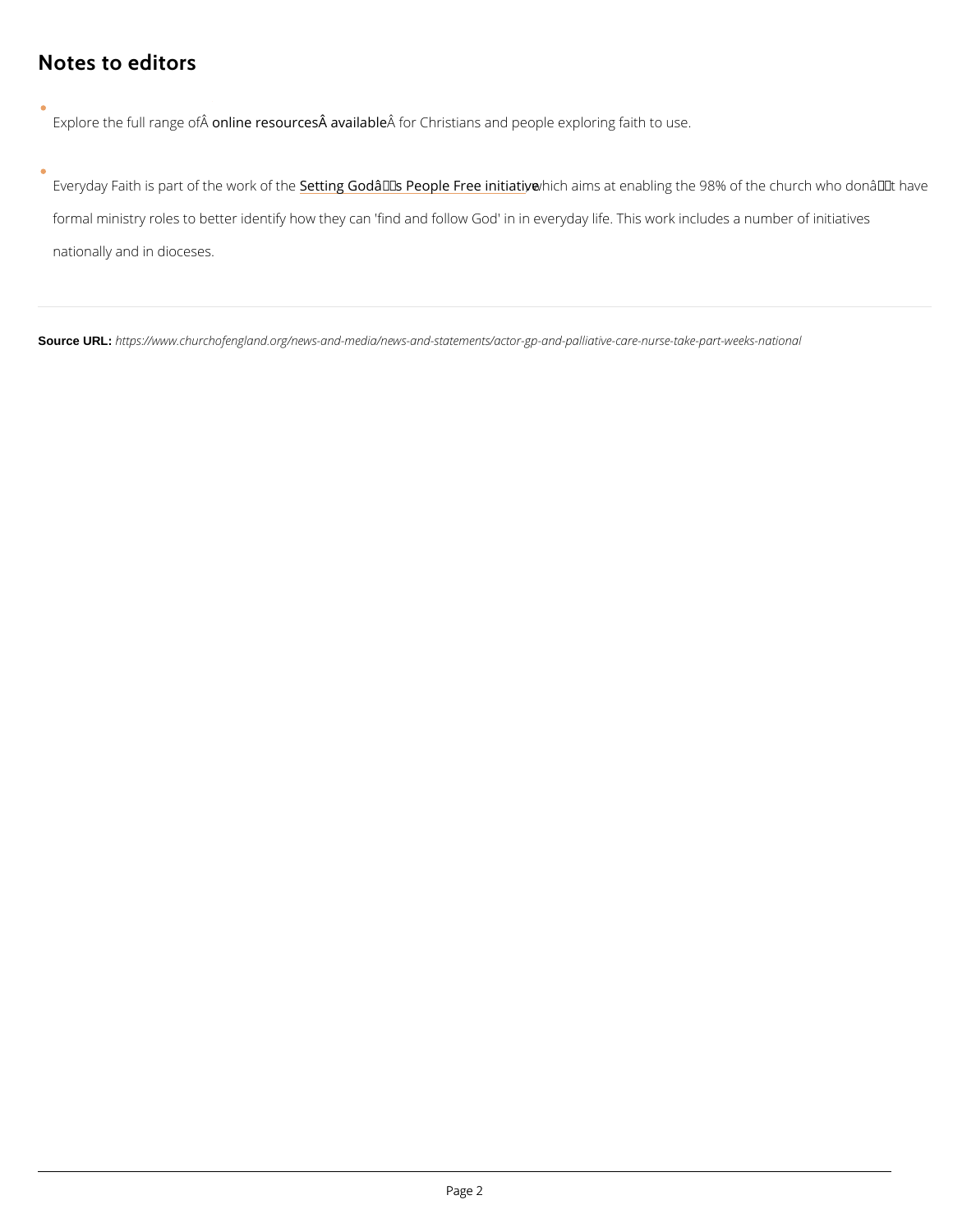## Notes to editors

- Explore the full range ofÂ online resourcesÂ availableÂ for Christians and people exploring faith to use.

- Everyday Faith is part of the work of the Setting Godâs People Free initiative which aims at enabling the 98% of the church who donât have formal ministry roles to better identify how they can 'find and follow God' in in everyday life. This work includes a number of initiatives nationally and in dioceses.

---

**Source URL:** *https://www.churchofengland.org/news-and-media/news-and-statements/actor-gp-and-palliative-care-nurse-take-part-weeks-national*